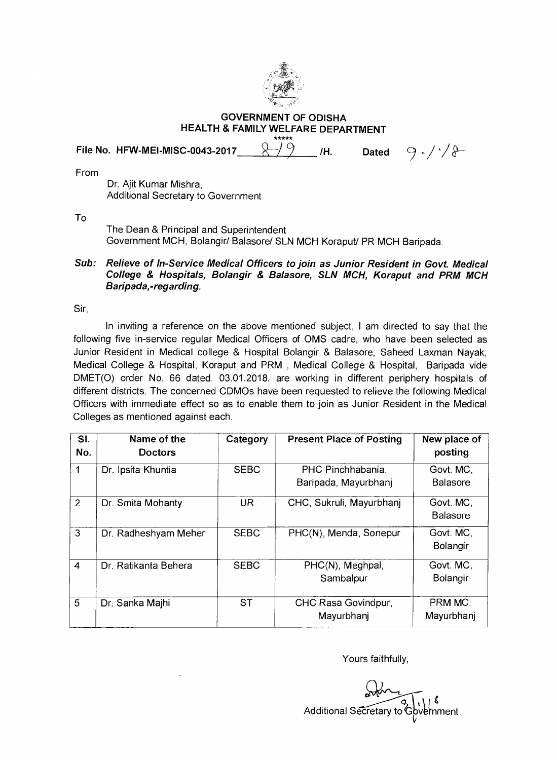**GOVERNMENT OF ODISHA**
**HEALTH & FAMILY WELFARE DEPARTMENT**

\*\*\*\*\*

**File No. HFW-MEI-MISC-0043-2017** 819 **/H.** **Dated** 9./1/18

From

Dr. Ajit Kumar Mishra,
Additional Secretary to Government

To

The Dean & Principal and Superintendent
Government MCH, Bolangir/ Balasore/ SLN MCH Koraput/ PR MCH Baripada.

***Sub: Relieve of In-Service Medical Officers to join as Junior Resident in Govt. Medical College & Hospitals, Bolangir & Balasore, SLN MCH, Koraput and PRM MCH Baripada,-regarding.***

Sir,

In inviting a reference on the above mentioned subject, I am directed to say that the following five in-service regular Medical Officers of OMS cadre, who have been selected as Junior Resident in Medical college & Hospital Bolangir & Balasore, Saheed Laxman Nayak, Medical College & Hospital, Koraput and PRM , Medical College & Hospital, Baripada vide DMET(O) order No. 66 dated. 03.01.2018, are working in different periphery hospitals of different districts. The concerned CDMOs have been requested to relieve the following Medical Officers with immediate effect so as to enable them to join as Junior Resident in the Medical Colleges as mentioned against each.

| Sl. No. | Name of the Doctors | Category | Present Place of Posting | New place of posting |
|---|---|---|---|---|
| 1 | Dr. Ipsita Khuntia | SEBC | PHC Pinchhabania, Baripada, Mayurbhanj | Govt. MC, Balasore |
| 2 | Dr. Smita Mohanty | UR | CHC, Sukruli, Mayurbhanj | Govt. MC, Balasore |
| 3 | Dr. Radheshyam Meher | SEBC | PHC(N), Menda, Sonepur | Govt. MC, Bolangir |
| 4 | Dr. Ratikanta Behera | SEBC | PHC(N), Meghpal, Sambalpur | Govt. MC, Bolangir |
| 5 | Dr. Sanka Majhi | ST | CHC Rasa Govindpur, Mayurbhanj | PRM MC, Mayurbhanj |

Yours faithfully,

9/1/18
Additional Secretary to Government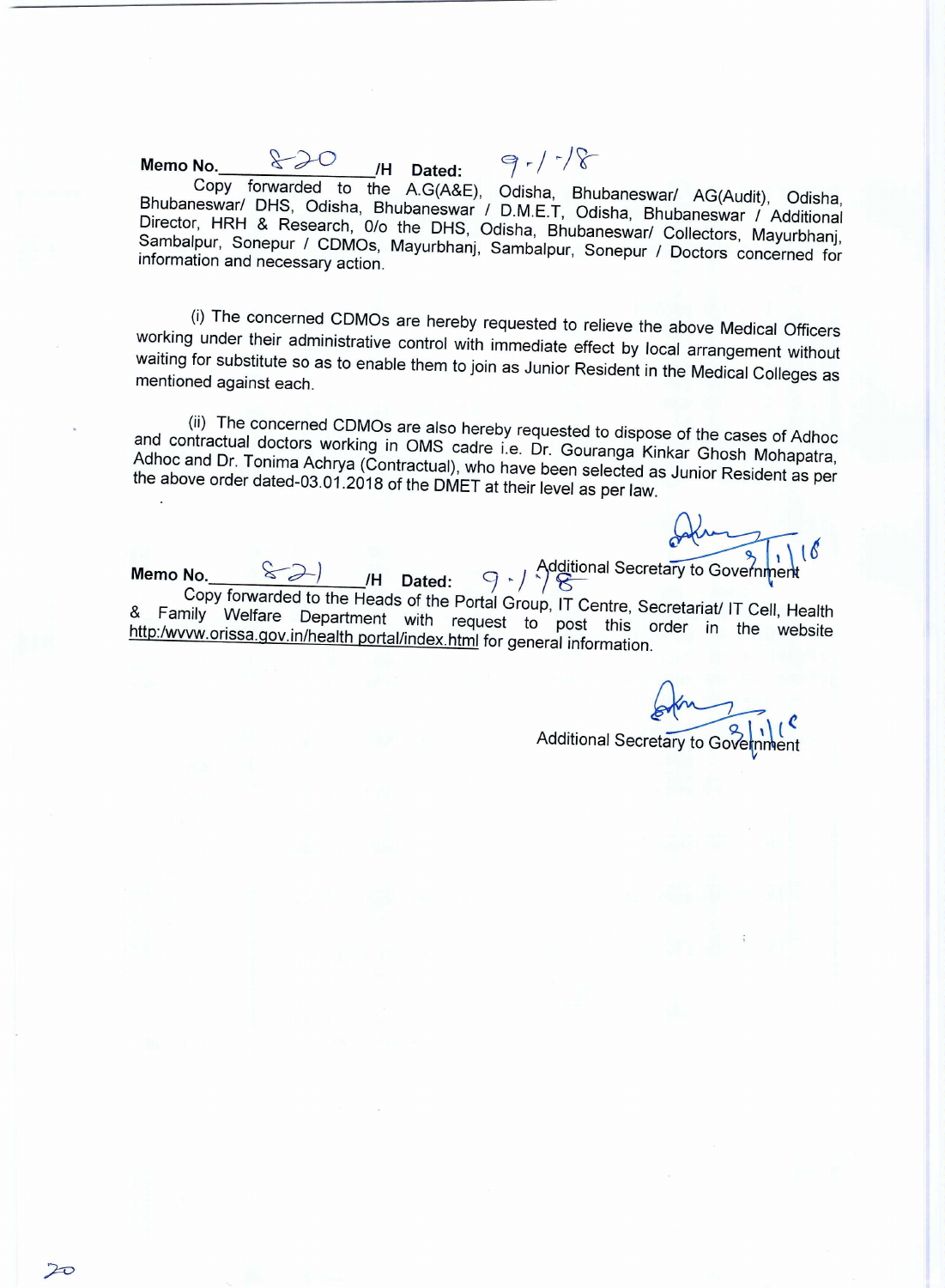**Memo No.** 820 **/H Dated:** 9-1-18

Copy forwarded to the A.G(A&E), Odisha, Bhubaneswar/ AG(Audit), Odisha, Bhubaneswar/ DHS, Odisha, Bhubaneswar / D.M.E.T, Odisha, Bhubaneswar / Additional Director, HRH & Research, 0/o the DHS, Odisha, Bhubaneswar/ Collectors, Mayurbhanj, Sambalpur, Sonepur / CDMOs, Mayurbhanj, Sambalpur, Sonepur / Doctors concerned for information and necessary action.

(i) The concerned CDMOs are hereby requested to relieve the above Medical Officers working under their administrative control with immediate effect by local arrangement without waiting for substitute so as to enable them to join as Junior Resident in the Medical Colleges as mentioned against each.

(ii) The concerned CDMOs are also hereby requested to dispose of the cases of Adhoc and contractual doctors working in OMS cadre i.e. Dr. Gouranga Kinkar Ghosh Mohapatra, Adhoc and Dr. Tonima Achrya (Contractual), who have been selected as Junior Resident as per the above order dated-03.01.2018 of the DMET at their level as per law.

Additional Secretary to Government
8/1/18

**Memo No.** 821 **/H Dated:** 9-1-18

Copy forwarded to the Heads of the Portal Group, IT Centre, Secretariat/ IT Cell, Health & Family Welfare Department with request to post this order in the website http:/wvvw.orissa.gov.in/health portal/index.html for general information.

Additional Secretary to Government
8/1/18